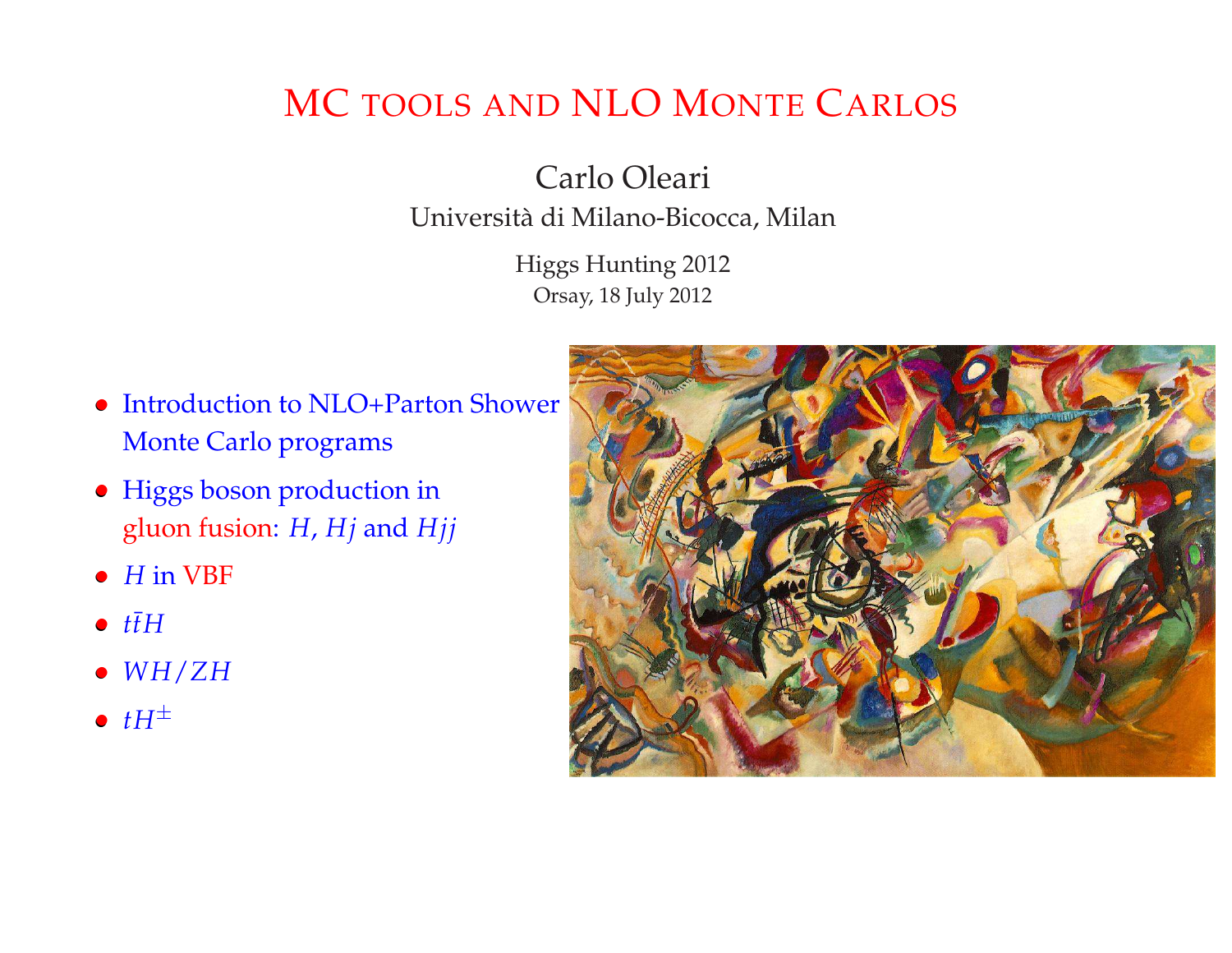# MC tools and NLO Monte Carlos

Carlo Oleari

Università di Milano-Bicocca, Milan

Higgs Hunting 2012

Orsay, 18 July 2012

- Introduction to NLO+Parton Shower Monte Carlo programs
- Higgs boson production in gluon fusion: $H$, $Hj$ and $Hjj$
- $H$ in VBF
- $t\bar{t}H$
- $WH/ZH$
- $tH^{\pm}$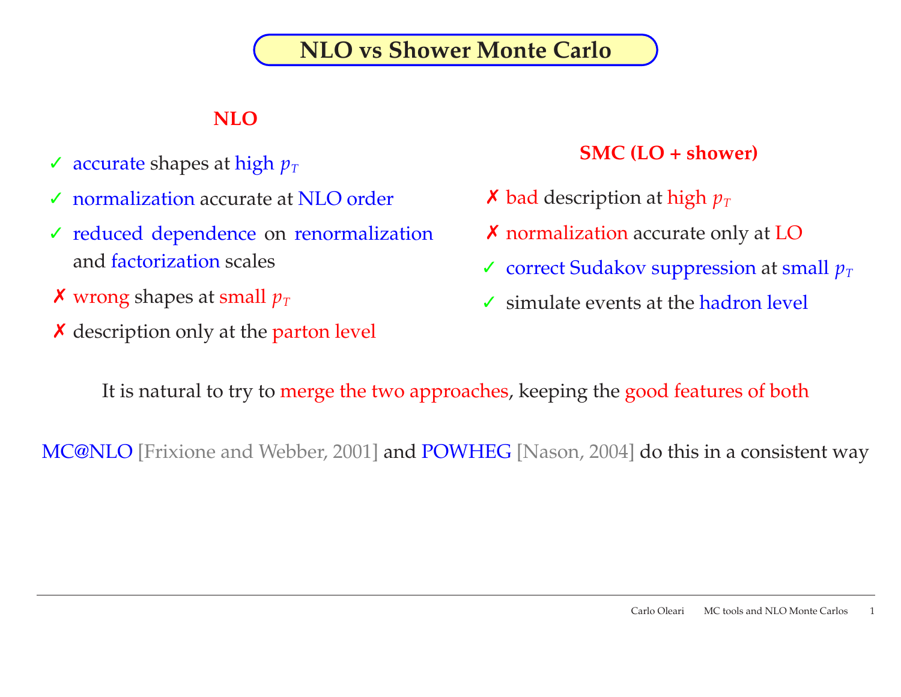# NLO vs Shower Monte Carlo

## NLO

- ✓ accurate shapes at high $p_T$
- ✓ normalization accurate at NLO order
- ✓ reduced dependence on renormalization and factorization scales
- ✗ wrong shapes at small $p_T$
- ✗ description only at the parton level

## SMC (LO + shower)

- ✗ bad description at high $p_T$
- ✗ normalization accurate only at LO
- ✓ correct Sudakov suppression at small $p_T$
- ✓ simulate events at the hadron level

It is natural to try to merge the two approaches, keeping the good features of both

MC@NLO [Frixione and Webber, 2001] and POWHEG [Nason, 2004] do this in a consistent way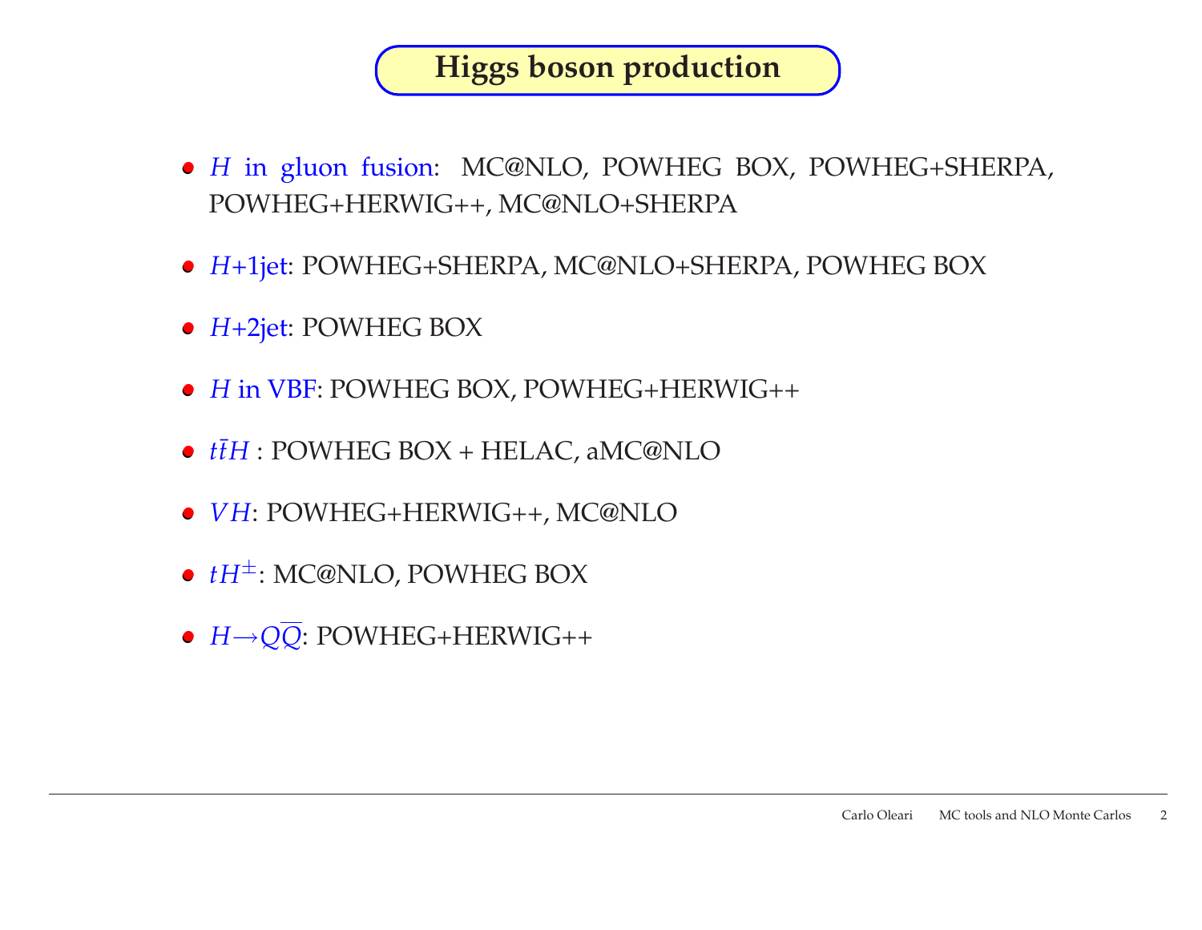# Higgs boson production

- $H$ in gluon fusion: MC@NLO, POWHEG BOX, POWHEG+SHERPA, POWHEG+HERWIG++, MC@NLO+SHERPA
- $H$+1jet: POWHEG+SHERPA, MC@NLO+SHERPA, POWHEG BOX
- $H$+2jet: POWHEG BOX
- $H$ in VBF: POWHEG BOX, POWHEG+HERWIG++
- $t\bar{t}H$ : POWHEG BOX + HELAC, aMC@NLO
- $VH$: POWHEG+HERWIG++, MC@NLO
- $tH^{\pm}$: MC@NLO, POWHEG BOX
- $H \to Q\overline{Q}$: POWHEG+HERWIG++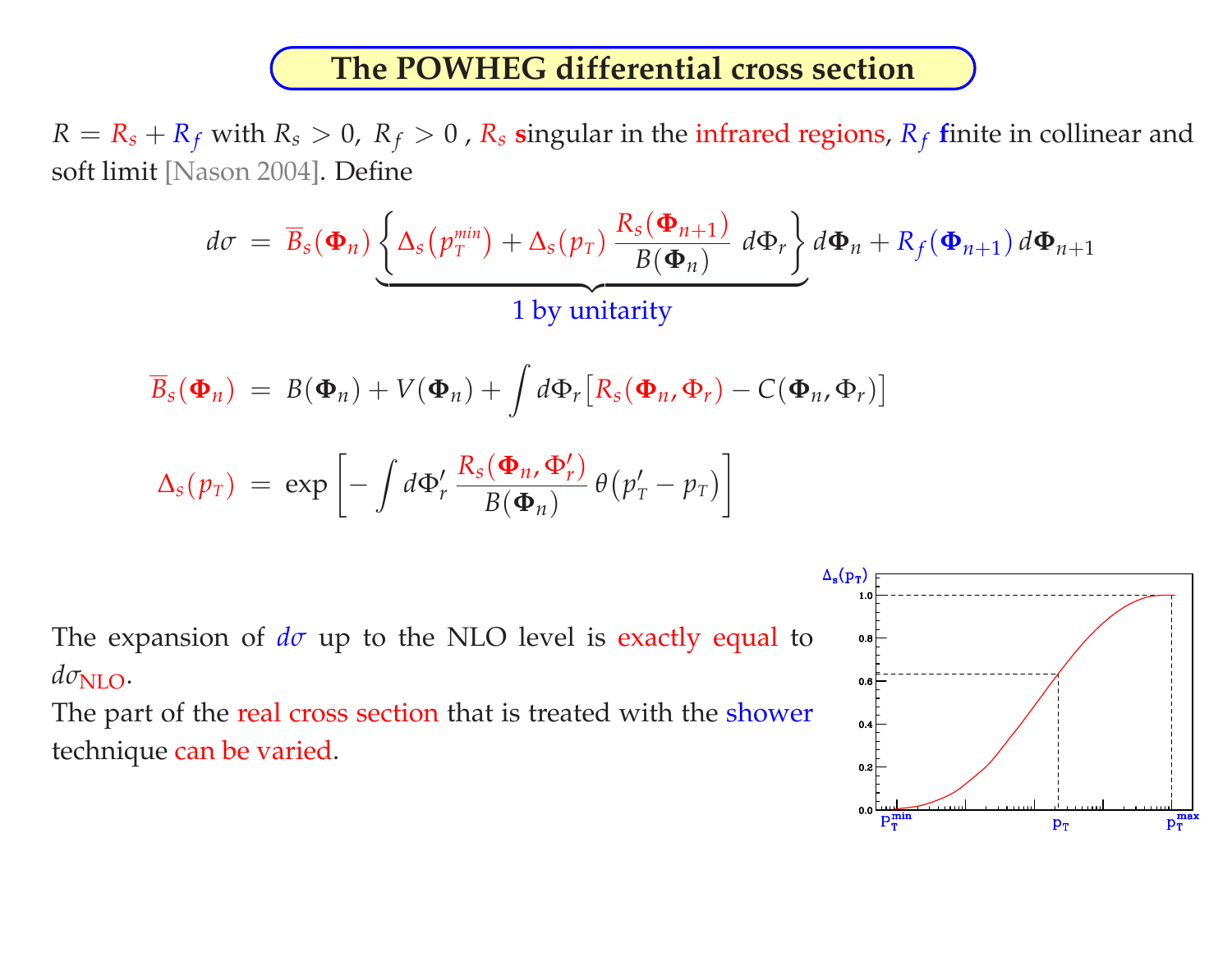# The POWHEG differential cross section

$R = R_s + R_f$ with $R_s > 0$, $R_f > 0$ , $R_s$ **s**ingular in the infrared regions, $R_f$ **f**inite in collinear and soft limit [Nason 2004]. Define

$$d\sigma = \overline{B}_s(\mathbf{\Phi}_n) \underbrace{\left\{ \Delta_s(p_T^{min}) + \Delta_s(p_T) \frac{R_s(\mathbf{\Phi}_{n+1})}{B(\mathbf{\Phi}_n)} \, d\Phi_r \right\}}_{\text{1 by unitarity}} d\mathbf{\Phi}_n + R_f(\mathbf{\Phi}_{n+1}) \, d\mathbf{\Phi}_{n+1}$$

$$\overline{B}_s(\mathbf{\Phi}_n) = B(\mathbf{\Phi}_n) + V(\mathbf{\Phi}_n) + \int d\Phi_r \left[ R_s(\mathbf{\Phi}_n, \Phi_r) - C(\mathbf{\Phi}_n, \Phi_r) \right]$$

$$\Delta_s(p_T) = \exp\left[ -\int d\Phi_r' \, \frac{R_s(\mathbf{\Phi}_n, \Phi_r')}{B(\mathbf{\Phi}_n)} \, \theta(p_T' - p_T) \right]$$

The expansion of $d\sigma$ up to the NLO level is exactly equal to $d\sigma_{\text{NLO}}$.

The part of the real cross section that is treated with the shower technique can be varied.

$\Delta_s(p_T)$

1.0
0.8
0.6
0.4
0.2
0.0

$p_T^{min}$ $p_T$ $p_T^{max}$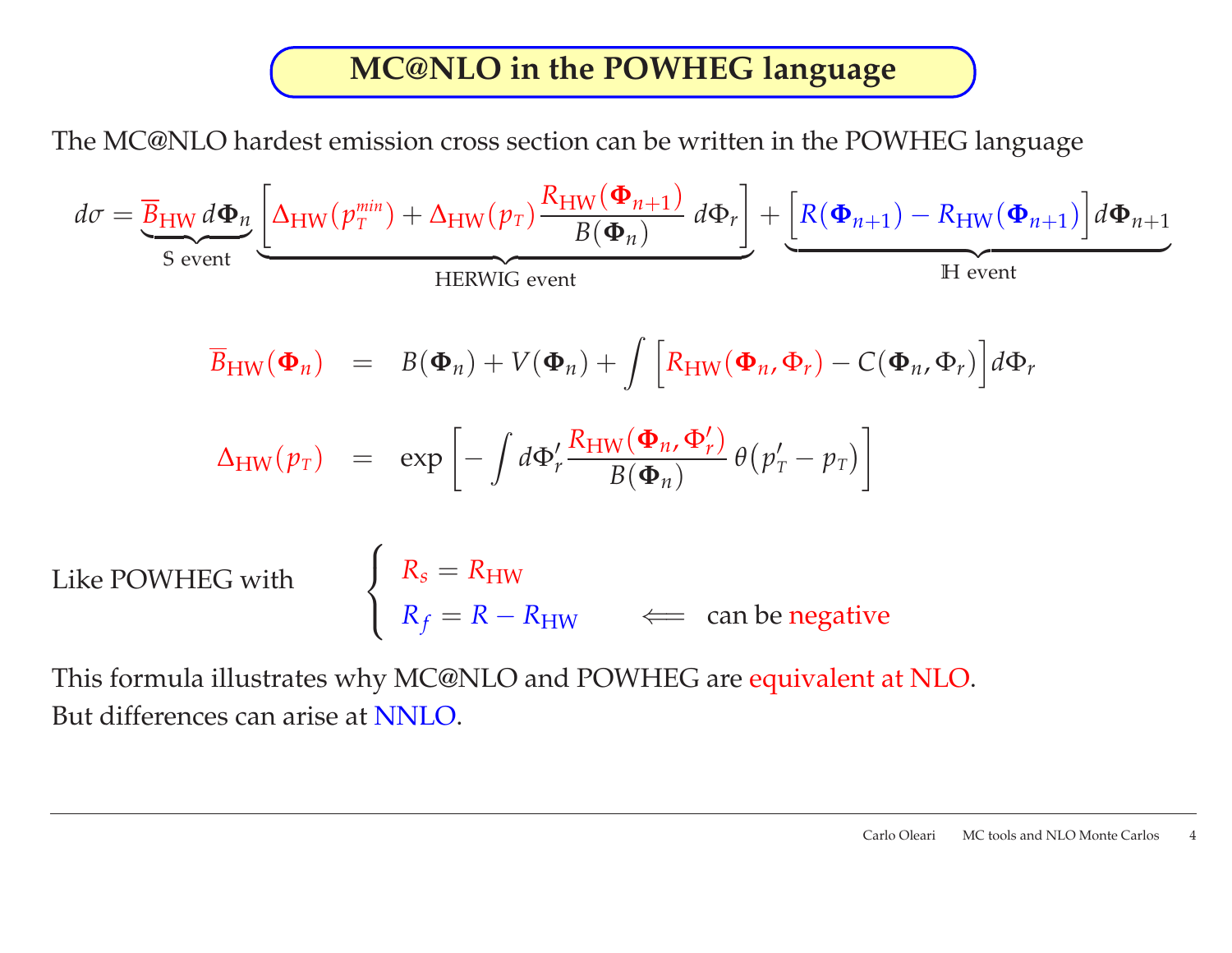# MC@NLO in the POWHEG language

The MC@NLO hardest emission cross section can be written in the POWHEG language

$$d\sigma = \underbrace{\overline{B}_{\rm HW}\, d\mathbf{\Phi}_n}_{\mathbb{S}\text{ event}} \underbrace{\left[\Delta_{\rm HW}(p_T^{min}) + \Delta_{\rm HW}(p_T)\frac{R_{\rm HW}(\mathbf{\Phi}_{n+1})}{B(\mathbf{\Phi}_n)}\, d\Phi_r\right]}_{\text{HERWIG event}} + \underbrace{\Big[R(\mathbf{\Phi}_{n+1}) - R_{\rm HW}(\mathbf{\Phi}_{n+1})\Big] d\mathbf{\Phi}_{n+1}}_{\mathbb{H}\text{ event}}$$

$$\overline{B}_{\rm HW}(\mathbf{\Phi}_n) = B(\mathbf{\Phi}_n) + V(\mathbf{\Phi}_n) + \int \Big[R_{\rm HW}(\mathbf{\Phi}_n, \Phi_r) - C(\mathbf{\Phi}_n, \Phi_r)\Big] d\Phi_r$$

$$\Delta_{\rm HW}(p_T) = \exp\left[-\int d\Phi'_r \frac{R_{\rm HW}(\mathbf{\Phi}_n, \Phi'_r)}{B(\mathbf{\Phi}_n)}\, \theta(p'_T - p_T)\right]$$

Like POWHEG with

$$\begin{cases} R_s = R_{\rm HW} \\ R_f = R - R_{\rm HW} \qquad \Longleftarrow \quad \text{can be negative} \end{cases}$$

This formula illustrates why MC@NLO and POWHEG are equivalent at NLO.
But differences can arise at NNLO.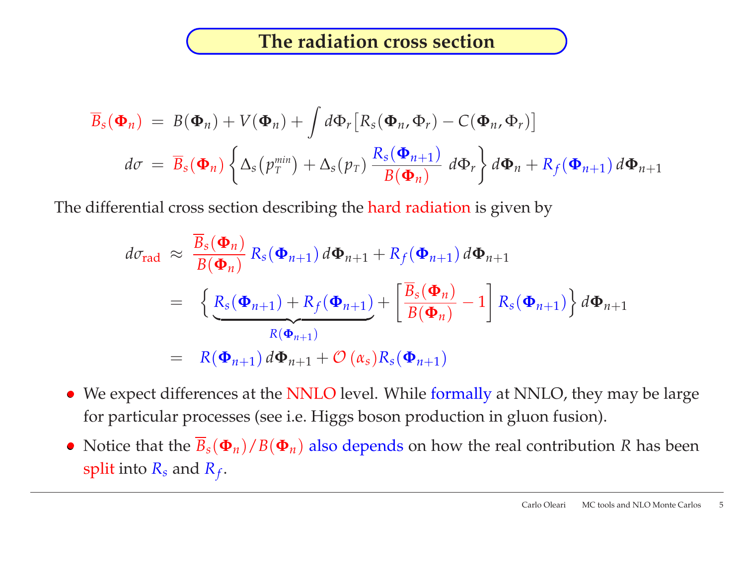# The radiation cross section

$$\overline{B}_s(\mathbf{\Phi}_n) = B(\mathbf{\Phi}_n) + V(\mathbf{\Phi}_n) + \int d\Phi_r \left[ R_s(\mathbf{\Phi}_n, \Phi_r) - C(\mathbf{\Phi}_n, \Phi_r) \right]$$

$$d\sigma = \overline{B}_s(\mathbf{\Phi}_n) \left\{ \Delta_s\left(p_T^{min}\right) + \Delta_s(p_T)\, \frac{R_s(\mathbf{\Phi}_{n+1})}{B(\mathbf{\Phi}_n)}\, d\Phi_r \right\} d\mathbf{\Phi}_n + R_f(\mathbf{\Phi}_{n+1})\, d\mathbf{\Phi}_{n+1}$$

The differential cross section describing the hard radiation is given by

$$\begin{aligned}
d\sigma_{\rm rad} &\approx \frac{\overline{B}_s(\mathbf{\Phi}_n)}{B(\mathbf{\Phi}_n)}\, R_s(\mathbf{\Phi}_{n+1})\, d\mathbf{\Phi}_{n+1} + R_f(\mathbf{\Phi}_{n+1})\, d\mathbf{\Phi}_{n+1} \\
&= \left\{ \underbrace{R_s(\mathbf{\Phi}_{n+1}) + R_f(\mathbf{\Phi}_{n+1})}_{R(\mathbf{\Phi}_{n+1})} + \left[ \frac{\overline{B}_s(\mathbf{\Phi}_n)}{B(\mathbf{\Phi}_n)} - 1 \right] R_s(\mathbf{\Phi}_{n+1}) \right\} d\mathbf{\Phi}_{n+1} \\
&= R(\mathbf{\Phi}_{n+1})\, d\mathbf{\Phi}_{n+1} + \mathcal{O}(\alpha_s) R_s(\mathbf{\Phi}_{n+1})
\end{aligned}$$

- We expect differences at the NNLO level. While formally at NNLO, they may be large for particular processes (see i.e. Higgs boson production in gluon fusion).
- Notice that the $\overline{B}_s(\mathbf{\Phi}_n)/B(\mathbf{\Phi}_n)$ also depends on how the real contribution $R$ has been split into $R_s$ and $R_f$.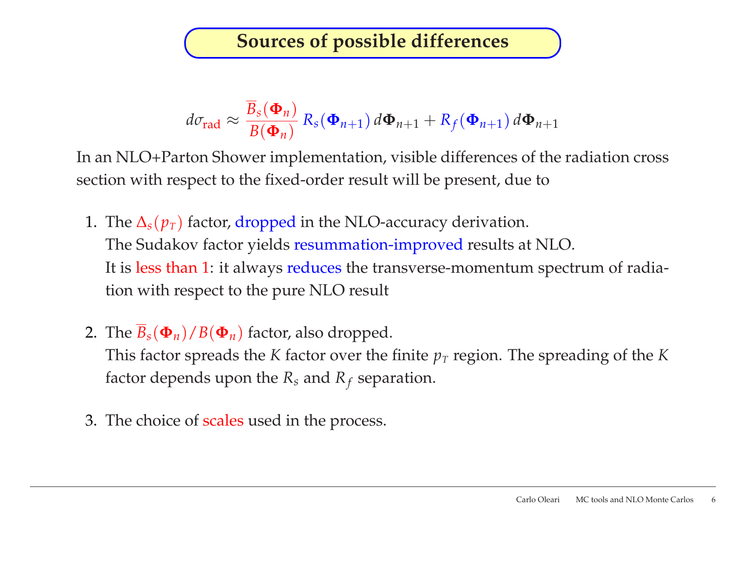# Sources of possible differences

$$d\sigma_{\rm rad} \approx \frac{\overline{B}_s(\mathbf{\Phi}_n)}{B(\mathbf{\Phi}_n)} \, R_s(\mathbf{\Phi}_{n+1}) \, d\mathbf{\Phi}_{n+1} + R_f(\mathbf{\Phi}_{n+1}) \, d\mathbf{\Phi}_{n+1}$$

In an NLO+Parton Shower implementation, visible differences of the radiation cross section with respect to the fixed-order result will be present, due to

1. The $\Delta_s(p_T)$ factor, dropped in the NLO-accuracy derivation.
   The Sudakov factor yields resummation-improved results at NLO.
   It is less than 1: it always reduces the transverse-momentum spectrum of radiation with respect to the pure NLO result

2. The $\overline{B}_s(\mathbf{\Phi}_n)/B(\mathbf{\Phi}_n)$ factor, also dropped.
   This factor spreads the $K$ factor over the finite $p_T$ region. The spreading of the $K$ factor depends upon the $R_s$ and $R_f$ separation.

3. The choice of scales used in the process.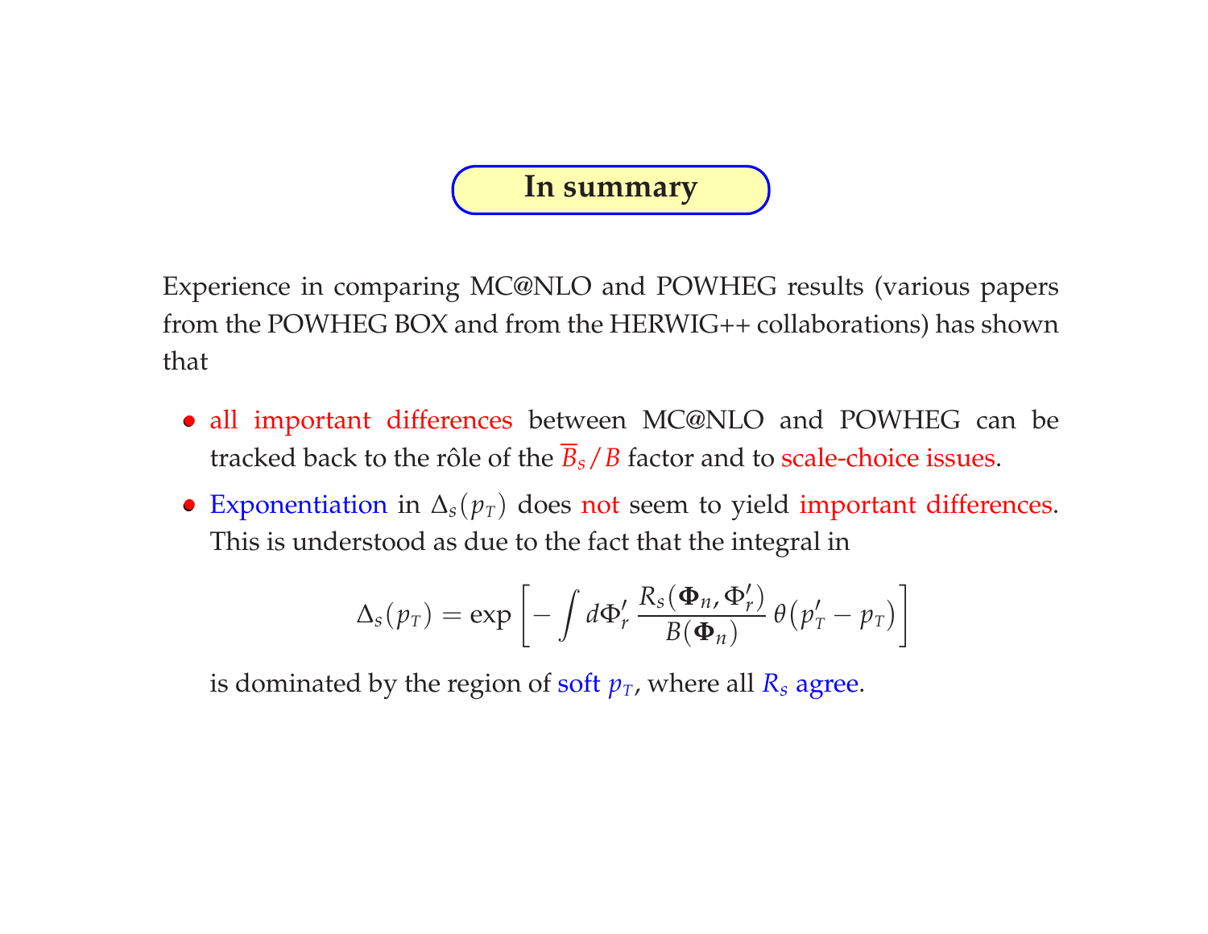## In summary

Experience in comparing MC@NLO and POWHEG results (various papers from the POWHEG BOX and from the HERWIG++ collaborations) has shown that

- all important differences between MC@NLO and POWHEG can be tracked back to the rôle of the $\overline{B}_s/B$ factor and to scale-choice issues.
- Exponentiation in $\Delta_s(p_T)$ does not seem to yield important differences. This is understood as due to the fact that the integral in

$$\Delta_s(p_T) = \exp\left[-\int d\Phi'_r \, \frac{R_s(\mathbf{\Phi}_n, \Phi'_r)}{B(\mathbf{\Phi}_n)} \, \theta(p'_T - p_T)\right]$$

  is dominated by the region of soft $p_T$, where all $R_s$ agree.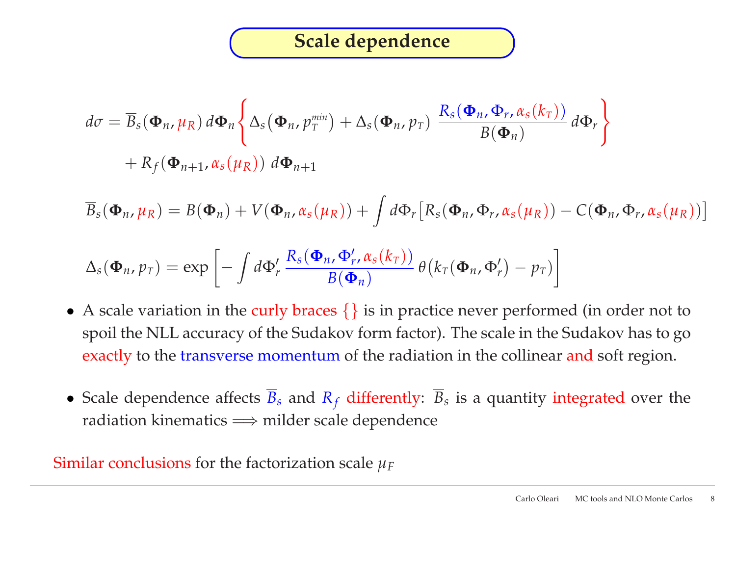# Scale dependence

$$d\sigma = \overline{B}_s(\mathbf{\Phi}_n, \mu_R)\, d\mathbf{\Phi}_n \left\{ \Delta_s\big(\mathbf{\Phi}_n, p_T^{min}\big) + \Delta_s(\mathbf{\Phi}_n, p_T)\ \frac{R_s(\mathbf{\Phi}_n, \Phi_r, \alpha_s(k_T))}{B(\mathbf{\Phi}_n)}\, d\Phi_r \right\}$$

$$+ R_f(\mathbf{\Phi}_{n+1}, \alpha_s(\mu_R))\ d\mathbf{\Phi}_{n+1}$$

$$\overline{B}_s(\mathbf{\Phi}_n, \mu_R) = B(\mathbf{\Phi}_n) + V(\mathbf{\Phi}_n, \alpha_s(\mu_R)) + \int d\Phi_r \big[R_s(\mathbf{\Phi}_n, \Phi_r, \alpha_s(\mu_R)) - C(\mathbf{\Phi}_n, \Phi_r, \alpha_s(\mu_R))\big]$$

$$\Delta_s(\mathbf{\Phi}_n, p_T) = \exp\left[ -\int d\Phi_r' \,\frac{R_s(\mathbf{\Phi}_n, \Phi_r', \alpha_s(k_T))}{B(\mathbf{\Phi}_n)}\, \theta\big(k_T(\mathbf{\Phi}_n, \Phi_r') - p_T\big) \right]$$

- A scale variation in the curly braces $\{\}$ is in practice never performed (in order not to spoil the NLL accuracy of the Sudakov form factor). The scale in the Sudakov has to go exactly to the transverse momentum of the radiation in the collinear and soft region.

- Scale dependence affects $\overline{B}_s$ and $R_f$ differently: $\overline{B}_s$ is a quantity integrated over the radiation kinematics $\Longrightarrow$ milder scale dependence

Similar conclusions for the factorization scale $\mu_F$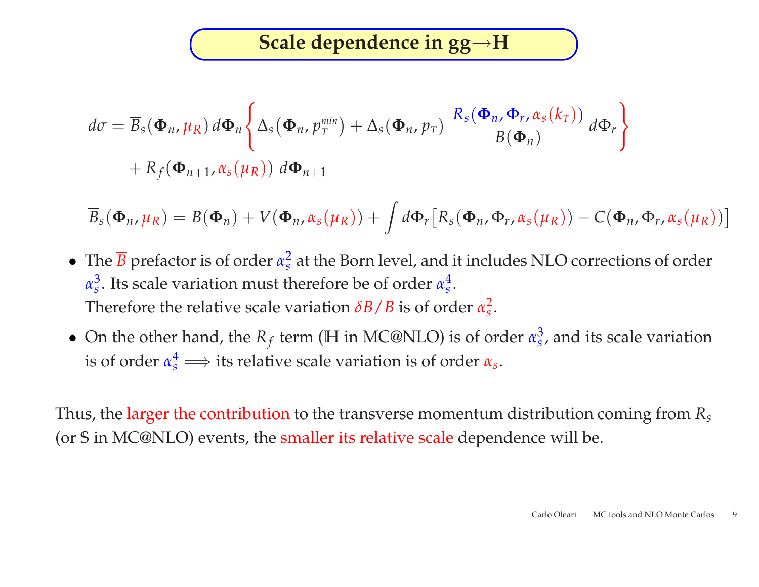# Scale dependence in gg→H

$$d\sigma = \overline{B}_s(\mathbf{\Phi}_n, \mu_R)\, d\mathbf{\Phi}_n \left\{ \Delta_s\big(\mathbf{\Phi}_n, p_T^{min}\big) + \Delta_s(\mathbf{\Phi}_n, p_T)\ \frac{R_s(\mathbf{\Phi}_n, \Phi_r, \alpha_s(k_T))}{B(\mathbf{\Phi}_n)}\, d\Phi_r \right\}$$

$$+ R_f(\mathbf{\Phi}_{n+1}, \alpha_s(\mu_R))\ d\mathbf{\Phi}_{n+1}$$

$$\overline{B}_s(\mathbf{\Phi}_n, \mu_R) = B(\mathbf{\Phi}_n) + V(\mathbf{\Phi}_n, \alpha_s(\mu_R)) + \int d\Phi_r \big[R_s(\mathbf{\Phi}_n, \Phi_r, \alpha_s(\mu_R)) - C(\mathbf{\Phi}_n, \Phi_r, \alpha_s(\mu_R))\big]$$

- The $\overline{B}$ prefactor is of order $\alpha_s^2$ at the Born level, and it includes NLO corrections of order $\alpha_s^3$. Its scale variation must therefore be of order $\alpha_s^4$.
  Therefore the relative scale variation $\delta\overline{B}/\overline{B}$ is of order $\alpha_s^2$.
- On the other hand, the $R_f$ term ($\mathbb{H}$ in MC@NLO) is of order $\alpha_s^3$, and its scale variation is of order $\alpha_s^4 \Longrightarrow$ its relative scale variation is of order $\alpha_s$.

Thus, the larger the contribution to the transverse momentum distribution coming from $R_s$ (or $\mathbb{S}$ in MC@NLO) events, the smaller its relative scale dependence will be.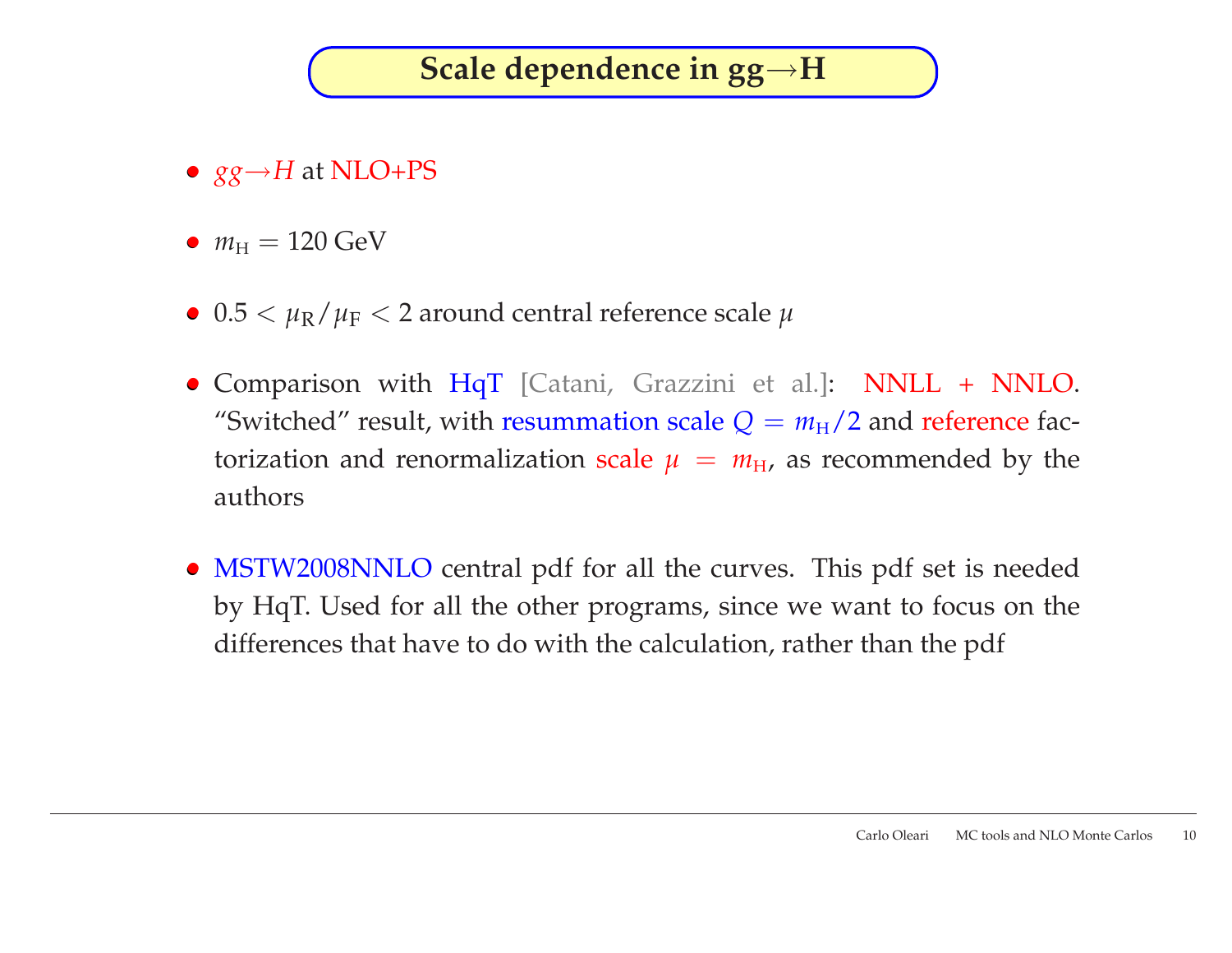# Scale dependence in gg→H

- $gg \to H$ at NLO+PS
- $m_{\rm H} = 120\,\text{GeV}$
- $0.5 < \mu_{\rm R}/\mu_{\rm F} < 2$ around central reference scale $\mu$
- Comparison with HqT [Catani, Grazzini et al.]: NNLL + NNLO. "Switched" result, with resummation scale $Q = m_{\rm H}/2$ and reference factorization and renormalization scale $\mu = m_{\rm H}$, as recommended by the authors
- MSTW2008NNLO central pdf for all the curves. This pdf set is needed by HqT. Used for all the other programs, since we want to focus on the differences that have to do with the calculation, rather than the pdf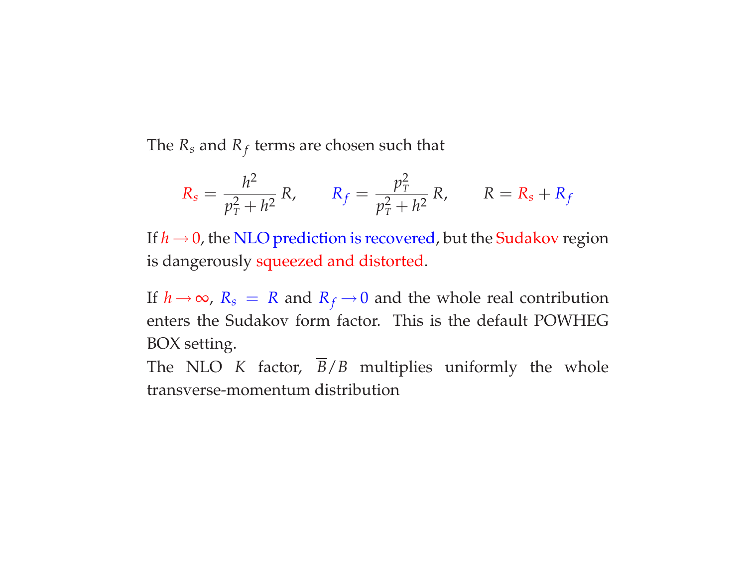The $R_s$ and $R_f$ terms are chosen such that

$$R_s = \frac{h^2}{p_T^2 + h^2} R, \qquad R_f = \frac{p_T^2}{p_T^2 + h^2} R, \qquad R = R_s + R_f$$

If $h \to 0$, the NLO prediction is recovered, but the Sudakov region is dangerously squeezed and distorted.

If $h \to \infty$, $R_s = R$ and $R_f \to 0$ and the whole real contribution enters the Sudakov form factor. This is the default POWHEG BOX setting.

The NLO $K$ factor, $\overline{B}/B$ multiplies uniformly the whole transverse-momentum distribution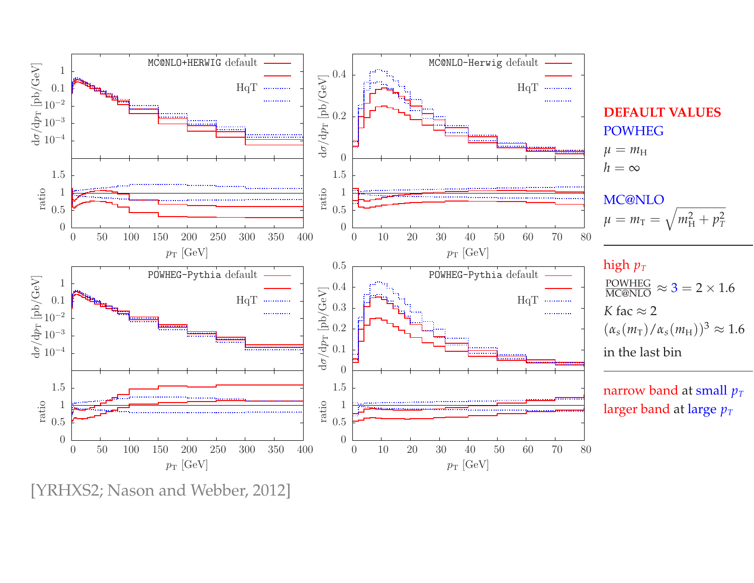MC@NLO+HERWIG default

HqT

$d\sigma/dp_T$ [pb/GeV]

1

0.1

$10^{-2}$

$10^{-3}$

$10^{-4}$

ratio

1.5

1

0.5

0

0 50 100 150 200 250 300 350 400

$p_T$ [GeV]

MC@NLO-Herwig default

HqT

$d\sigma/dp_T$ [pb/GeV]

0.4

0.2

0

ratio

1.5

1

0.5

0

0 10 20 30 40 50 60 70 80

$p_T$ [GeV]

POWHEG-Pythia default

HqT

$d\sigma/dp_T$ [pb/GeV]

1

0.1

$10^{-2}$

$10^{-3}$

$10^{-4}$

ratio

1.5

1

0.5

0

0 50 100 150 200 250 300 350 400

$p_T$ [GeV]

POWHEG-Pythia default

HqT

$d\sigma/dp_T$ [pb/GeV]

0.5

0.4

0.3

0.2

0.1

0

ratio

1.5

1

0.5

0

0 10 20 30 40 50 60 70 80

$p_T$ [GeV]

**DEFAULT VALUES**

POWHEG

$\mu = m_H$

$h = \infty$

MC@NLO

$\mu = m_T = \sqrt{m_H^2 + p_T^2}$

---

high $p_T$

$\frac{\text{POWHEG}}{\text{MC@NLO}} \approx 3 = 2 \times 1.6$

$K$ fac $\approx 2$

$(\alpha_s(m_T)/\alpha_s(m_H))^3 \approx 1.6$

in the last bin

---

narrow band at small $p_T$

larger band at large $p_T$

[YRHXS2; Nason and Webber, 2012]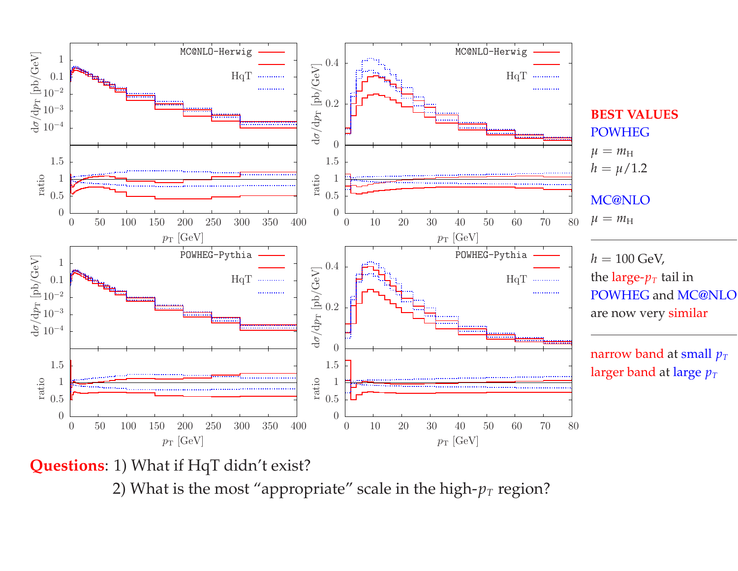MC@NLO-Herwig

HqT

$d\sigma/dp_T$ [pb/GeV]

1

0.1

$10^{-2}$

$10^{-3}$

$10^{-4}$

ratio

1.5

1

0.5

0

0 50 100 150 200 250 300 350 400

$p_T$ [GeV]

MC@NLO-Herwig

HqT

$d\sigma/dp_T$ [pb/GeV]

0.4

0.2

0

ratio

1.5

1

0.5

0

0 10 20 30 40 50 60 70 80

$p_T$ [GeV]

POWHEG-Pythia

HqT

$d\sigma/dp_T$ [pb/GeV]

1

0.1

$10^{-2}$

$10^{-3}$

$10^{-4}$

ratio

1.5

1

0.5

0

0 50 100 150 200 250 300 350 400

$p_T$ [GeV]

POWHEG-Pythia

HqT

$d\sigma/dp_T$ [pb/GeV]

0.4

0.2

0

ratio

1.5

1

0.5

0

0 10 20 30 40 50 60 70 80

$p_T$ [GeV]

**BEST VALUES**

POWHEG

$\mu = m_H$

$h = \mu/1.2$

MC@NLO

$\mu = m_H$

---

$h = 100$ GeV,
the large-$p_T$ tail in POWHEG and MC@NLO are now very similar

---

narrow band at small $p_T$

larger band at large $p_T$

**Questions**: 1) What if HqT didn't exist?

2) What is the most "appropriate" scale in the high-$p_T$ region?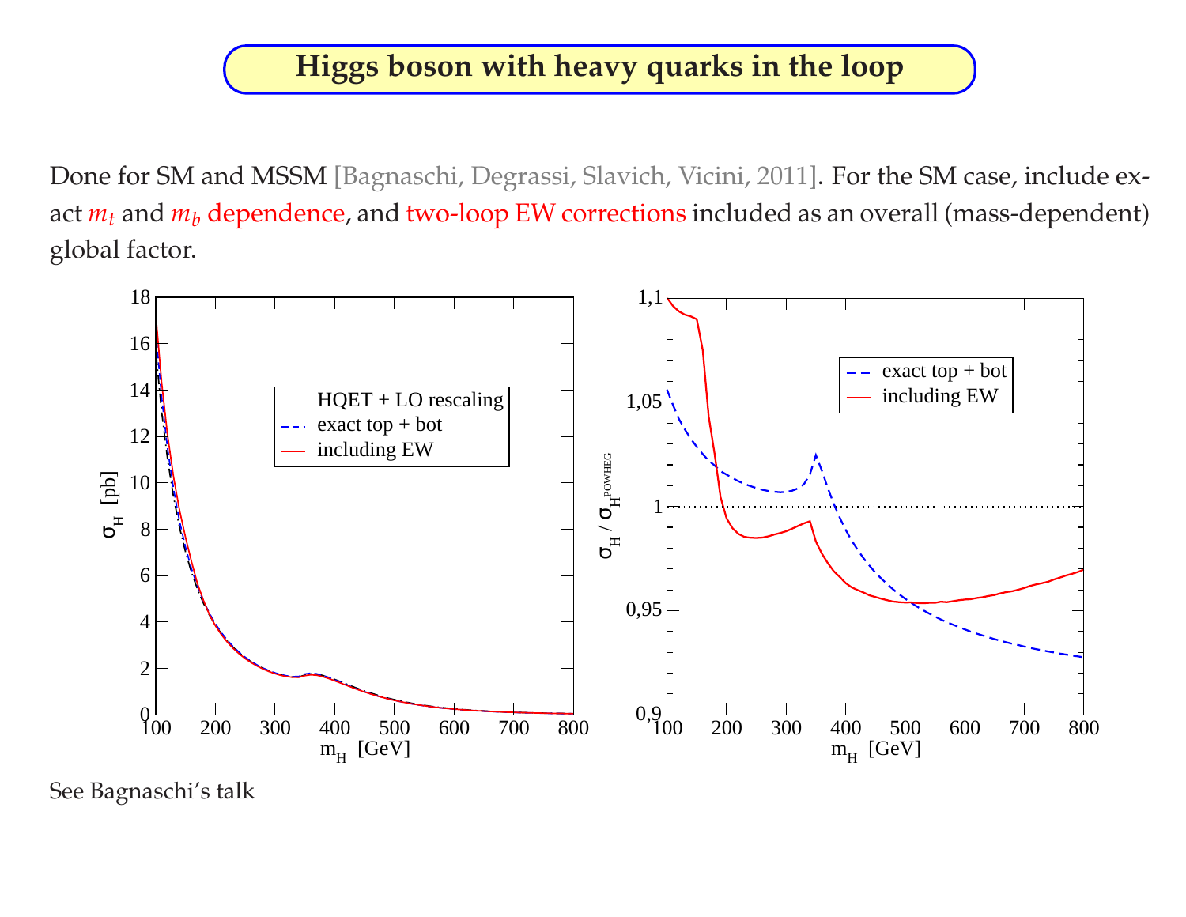# Higgs boson with heavy quarks in the loop

Done for SM and MSSM [Bagnaschi, Degrassi, Slavich, Vicini, 2011]. For the SM case, include exact $m_t$ and $m_b$ dependence, and two-loop EW corrections included as an overall (mass-dependent) global factor.

18
16
14
12
10
8
6
4
2
0
100 200 300 400 500 600 700 800
$m_H$ [GeV]
$\sigma_H$ [pb]
HQET + LO rescaling
exact top + bot
including EW

1,1
1,05
1
0,95
0,9
100 200 300 400 500 600 700 800
$m_H$ [GeV]
$\sigma_H / \sigma_H^{POWHEG}$
exact top + bot
including EW

See Bagnaschi's talk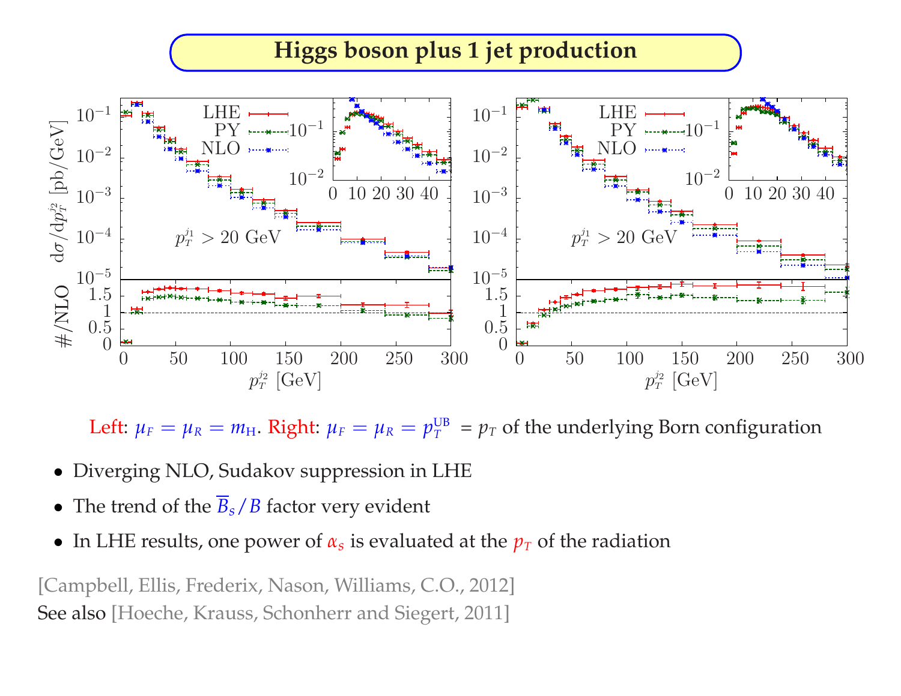# Higgs boson plus 1 jet production

LHE
PY
NLO

$d\sigma/dp_T^{j_2}$ [pb/GeV]

$p_T^{j_1} > 20$ GeV

#/NLO

$p_T^{j_2}$ [GeV]

Left: $\mu_F = \mu_R = m_H$. Right: $\mu_F = \mu_R = p_T^{UB}$ = $p_T$ of the underlying Born configuration

- Diverging NLO, Sudakov suppression in LHE
- The trend of the $\overline{B}_s/B$ factor very evident
- In LHE results, one power of $\alpha_s$ is evaluated at the $p_T$ of the radiation

[Campbell, Ellis, Frederix, Nason, Williams, C.O., 2012]

See also [Hoeche, Krauss, Schonherr and Siegert, 2011]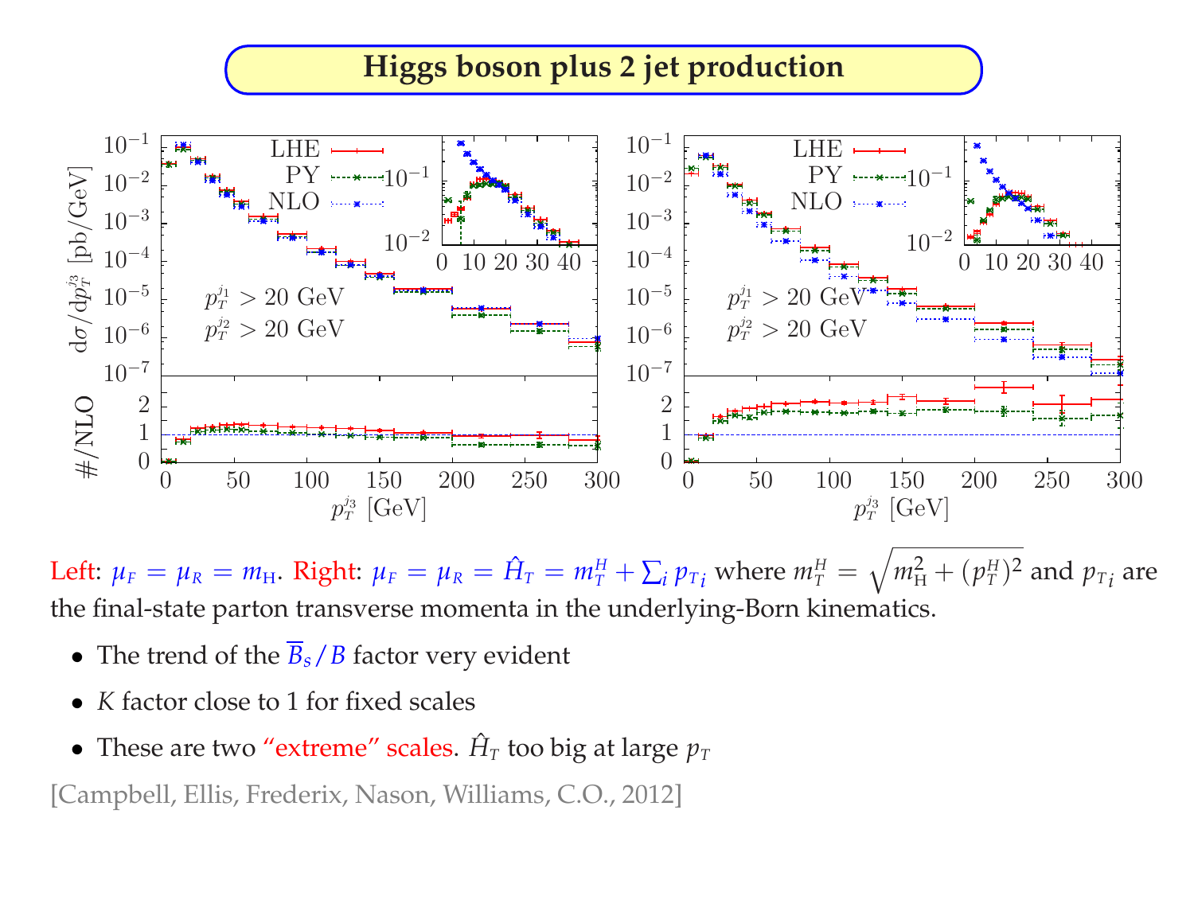# Higgs boson plus 2 jet production

LHE
PY
NLO

$\mathrm{d}\sigma/\mathrm{d}p_T^{j_3}$ [pb/GeV]

$p_T^{j_1} > 20$ GeV
$p_T^{j_2} > 20$ GeV

#/NLO

$p_T^{j_3}$ [GeV]

LHE
PY
NLO

$p_T^{j_1} > 20$ GeV
$p_T^{j_2} > 20$ GeV

$p_T^{j_3}$ [GeV]

Left: $\mu_F = \mu_R = m_\mathrm{H}$. Right: $\mu_F = \mu_R = \hat{H}_T = m_T^H + \sum_i p_{T\,i}$ where $m_T^H = \sqrt{m_\mathrm{H}^2 + (p_T^H)^2}$ and $p_{T\,i}$ are the final-state parton transverse momenta in the underlying-Born kinematics.

- The trend of the $\overline{B}_s/B$ factor very evident
- $K$ factor close to 1 for fixed scales
- These are two "extreme" scales. $\hat{H}_T$ too big at large $p_T$

[Campbell, Ellis, Frederix, Nason, Williams, C.O., 2012]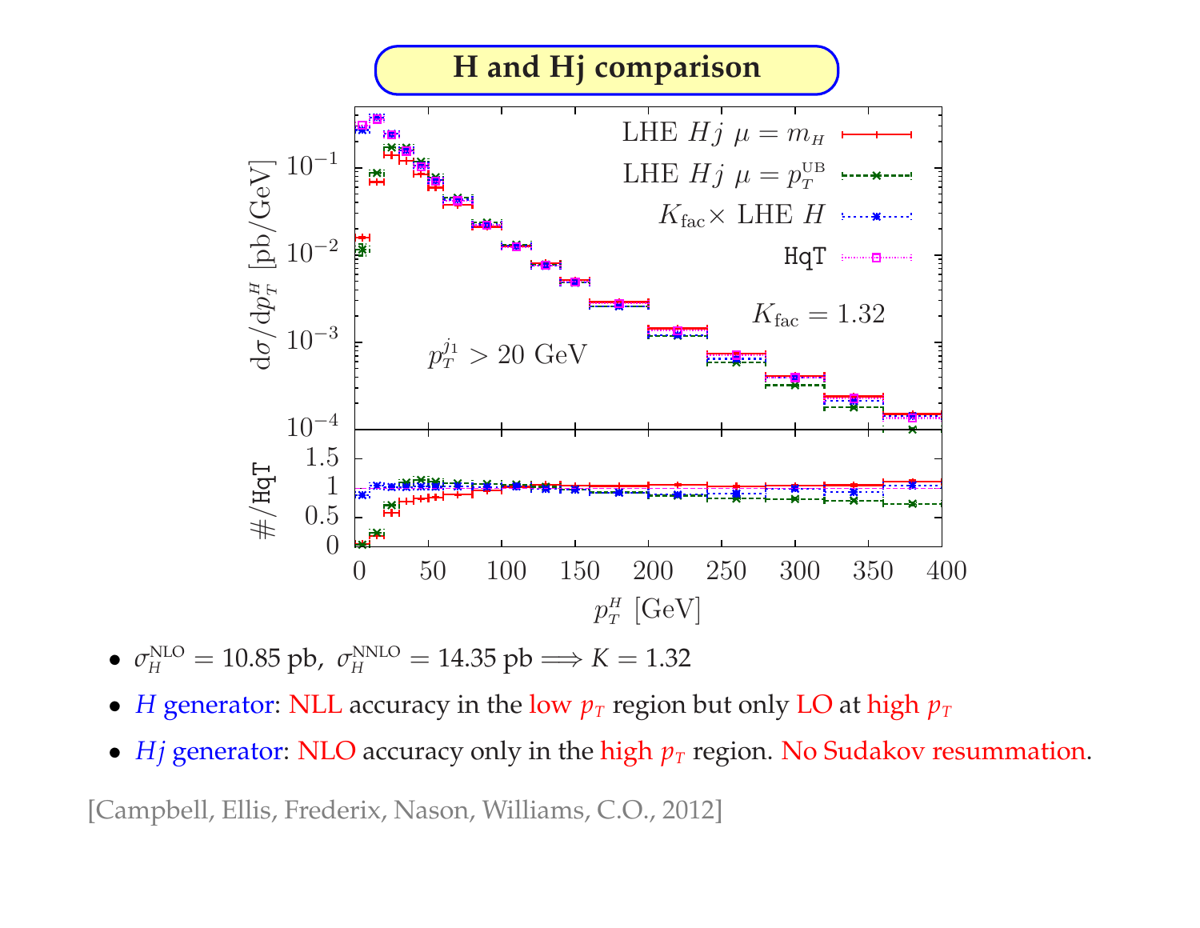## H and Hj comparison

LHE $Hj$ $\mu = m_H$

LHE $Hj$ $\mu = p_T^{\rm UB}$

$K_{\rm fac}\times$ LHE $H$

HqT

$K_{\rm fac} = 1.32$

$p_T^{j_1} > 20$ GeV

$d\sigma/dp_T^H$ [pb/GeV]

$10^{-1}$

$10^{-2}$

$10^{-3}$

$10^{-4}$

#/HqT

1.5

1

0.5

0

0 50 100 150 200 250 300 350 400

$p_T^H$ [GeV]

- $\sigma_H^{\rm NLO} = 10.85$ pb, $\sigma_H^{\rm NNLO} = 14.35$ pb $\Longrightarrow K = 1.32$
- $H$ generator: NLL accuracy in the low $p_T$ region but only LO at high $p_T$
- $Hj$ generator: NLO accuracy only in the high $p_T$ region. No Sudakov resummation.

[Campbell, Ellis, Frederix, Nason, Williams, C.O., 2012]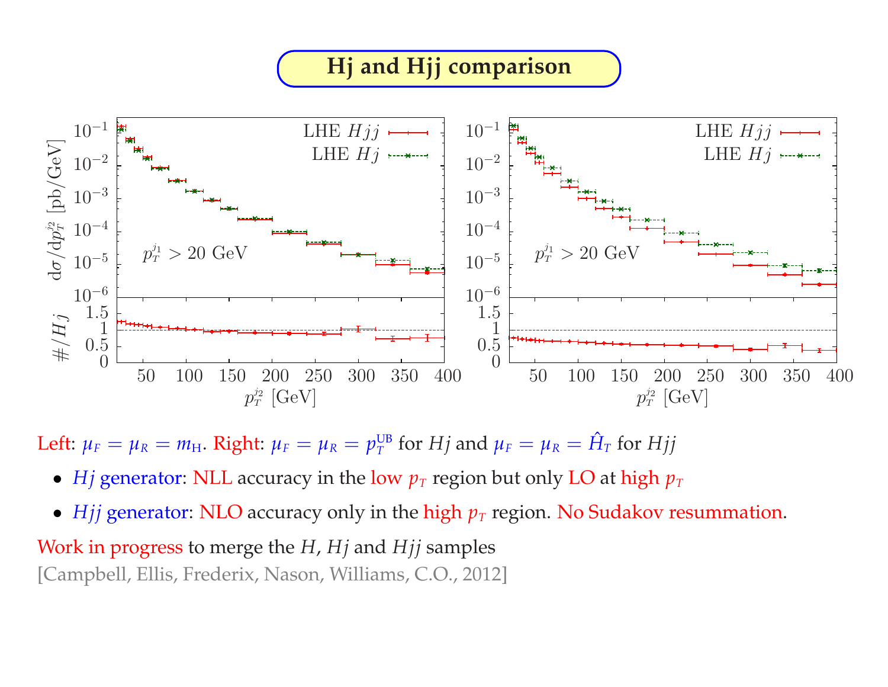# Hj and Hjj comparison

$10^{-1}$
$10^{-2}$
$10^{-3}$
$10^{-4}$
$10^{-5}$
$10^{-6}$

$\mathrm{d}\sigma/\mathrm{d}p_T^{j_2}$ [pb/GeV]

LHE $Hjj$

LHE $Hj$

$p_T^{j_1} > 20$ GeV

$\#/Hj$

1.5
1
0.5
0

50 100 150 200 250 300 350 400

$p_T^{j_2}$ [GeV]

$10^{-1}$
$10^{-2}$
$10^{-3}$
$10^{-4}$
$10^{-5}$
$10^{-6}$

LHE $Hjj$

LHE $Hj$

$p_T^{j_1} > 20$ GeV

1.5
1
0.5
0

50 100 150 200 250 300 350 400

$p_T^{j_2}$ [GeV]

Left: $\mu_F = \mu_R = m_{\mathrm{H}}$. Right: $\mu_F = \mu_R = p_T^{\mathrm{UB}}$ for $Hj$ and $\mu_F = \mu_R = \hat{H}_T$ for $Hjj$

- $Hj$ generator: NLL accuracy in the low $p_T$ region but only LO at high $p_T$
- $Hjj$ generator: NLO accuracy only in the high $p_T$ region. No Sudakov resummation.

Work in progress to merge the $H$, $Hj$ and $Hjj$ samples

[Campbell, Ellis, Frederix, Nason, Williams, C.O., 2012]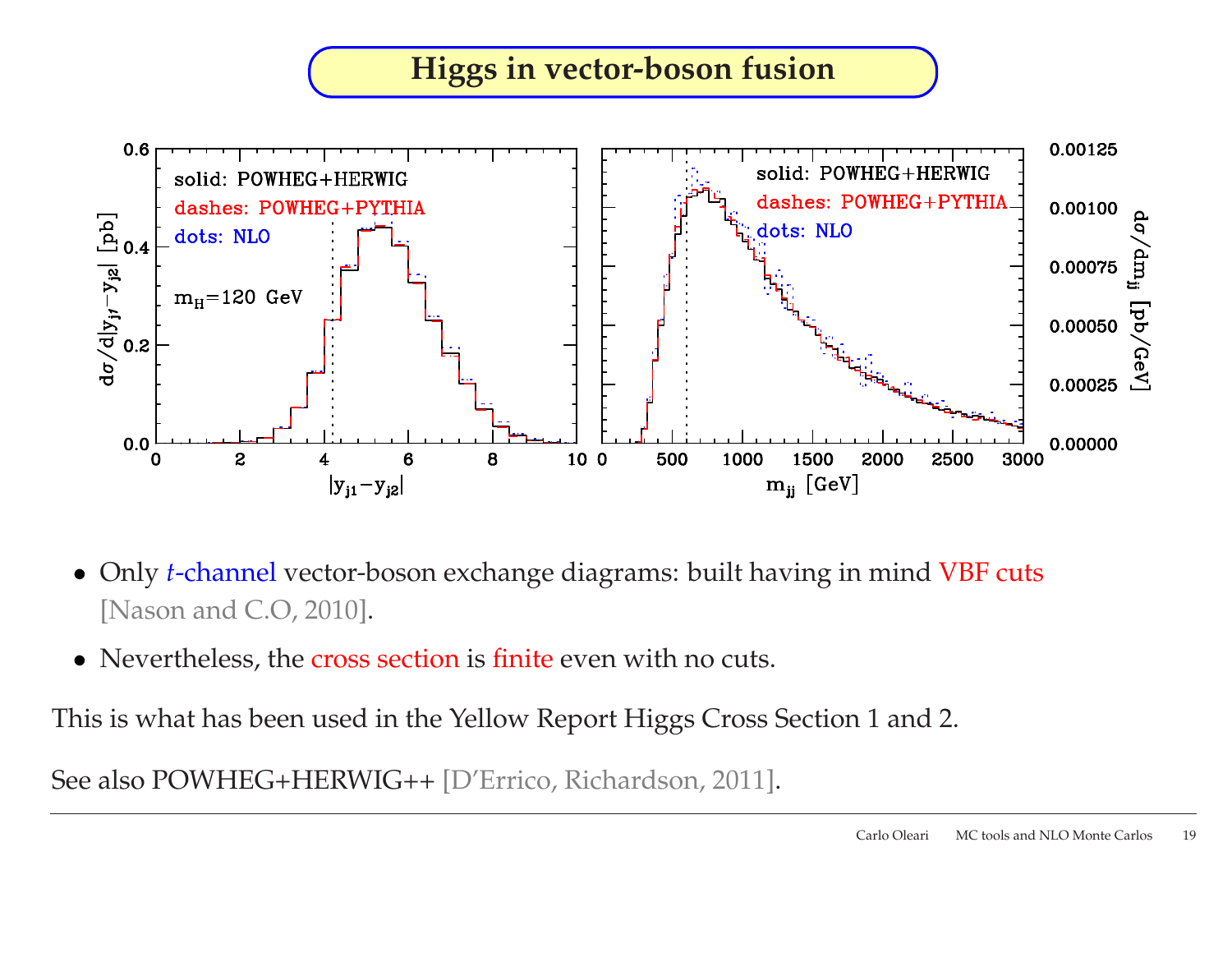# Higgs in vector-boson fusion

solid: POWHEG+HERWIG
dashes: POWHEG+PYTHIA
dots: NLO
$m_H$=120 GeV

$d\sigma/d|y_{j1}-y_{j2}|$ [pb]

0.6
0.4
0.2
0.0

0
2
4
6
8
10

$|y_{j1}-y_{j2}|$

solid: POWHEG+HERWIG
dashes: POWHEG+PYTHIA
dots: NLO

$d\sigma/dm_{jj}$ [pb/GeV]

0.00125
0.00100
0.00075
0.00050
0.00025
0.00000

0
500
1000
1500
2000
2500
3000

$m_{jj}$ [GeV]

- Only *t*-channel vector-boson exchange diagrams: built having in mind VBF cuts [Nason and C.O, 2010].
- Nevertheless, the cross section is finite even with no cuts.

This is what has been used in the Yellow Report Higgs Cross Section 1 and 2.

See also POWHEG+HERWIG++ [D'Errico, Richardson, 2011].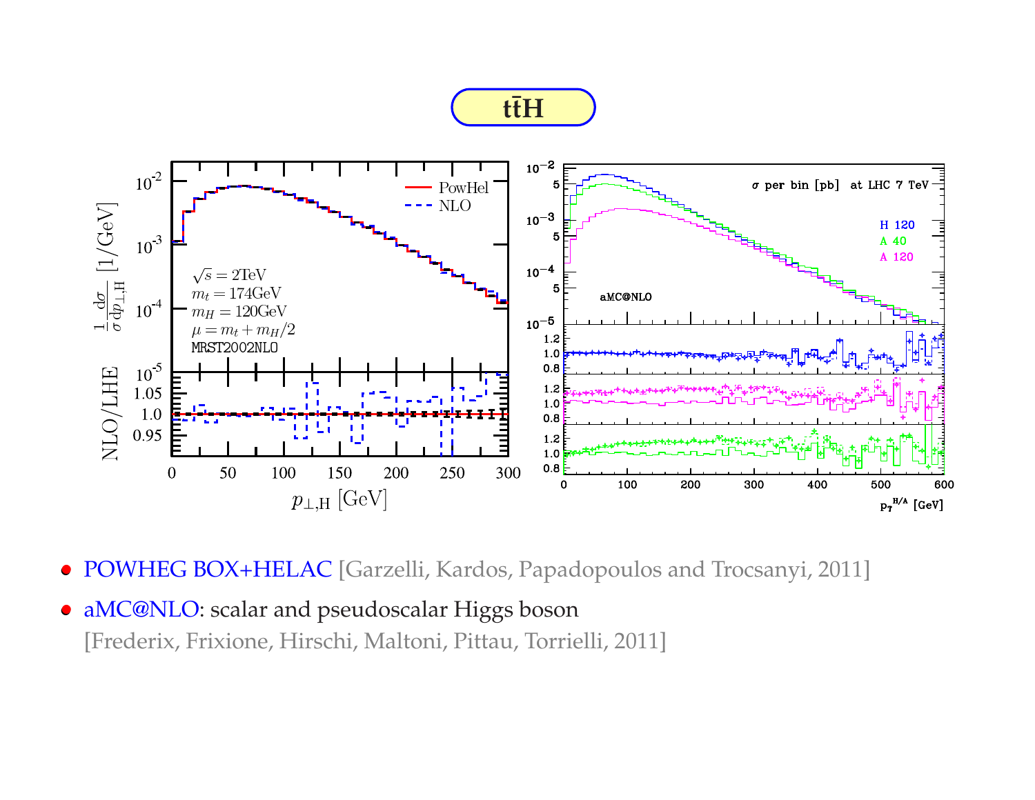# $t\bar{t}H$

$10^{-2}$
$10^{-3}$
$10^{-4}$
$10^{-5}$

$\frac{1}{\sigma}\frac{d\sigma}{dp_{\perp,H}}$ [1/GeV]

PowHel
NLO

$\sqrt{s} = 2\text{TeV}$
$m_t = 174\text{GeV}$
$m_H = 120\text{GeV}$
$\mu = m_t + m_H/2$
MRST2002NLO

NLO/LHE
1.05
1.0
0.95

0 50 100 150 200 250 300

$p_{\perp,H}$ [GeV]

$10^{-2}$
5
$10^{-3}$
5
$10^{-4}$
5
$10^{-5}$

$\sigma$ per bin [pb] at LHC 7 TeV

H 120
A 40
A 120

aMC@NLO

1.2
1.0
0.8

0 100 200 300 400 500 600

$p_T^{H/A}$ [GeV]

- POWHEG BOX+HELAC [Garzelli, Kardos, Papadopoulos and Trocsanyi, 2011]
- aMC@NLO: scalar and pseudoscalar Higgs boson
  [Frederix, Frixione, Hirschi, Maltoni, Pittau, Torrielli, 2011]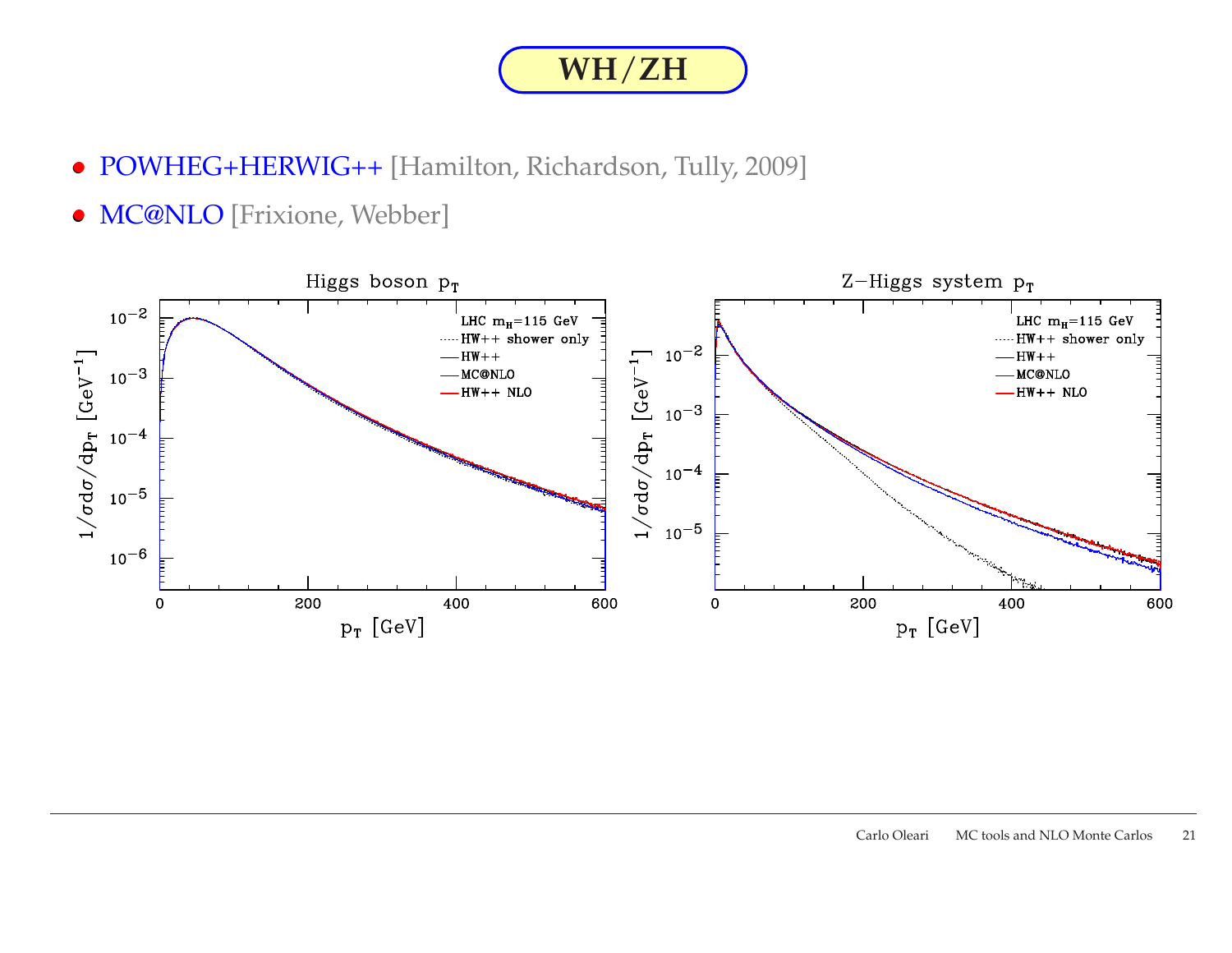# WH/ZH

- POWHEG+HERWIG++ [Hamilton, Richardson, Tully, 2009]
- MC@NLO [Frixione, Webber]

Higgs boson $p_T$

LHC $m_H$=115 GeV

HW++ shower only

HW++

MC@NLO

HW++ NLO

$1/\sigma d\sigma/dp_T$ [GeV$^{-1}$]

$10^{-2}$

$10^{-3}$

$10^{-4}$

$10^{-5}$

$10^{-6}$

0

200

400

600

$p_T$ [GeV]

Z−Higgs system $p_T$

LHC $m_H$=115 GeV

HW++ shower only

HW++

MC@NLO

HW++ NLO

$1/\sigma d\sigma/dp_T$ [GeV$^{-1}$]

$10^{-2}$

$10^{-3}$

$10^{-4}$

$10^{-5}$

0

200

400

600

$p_T$ [GeV]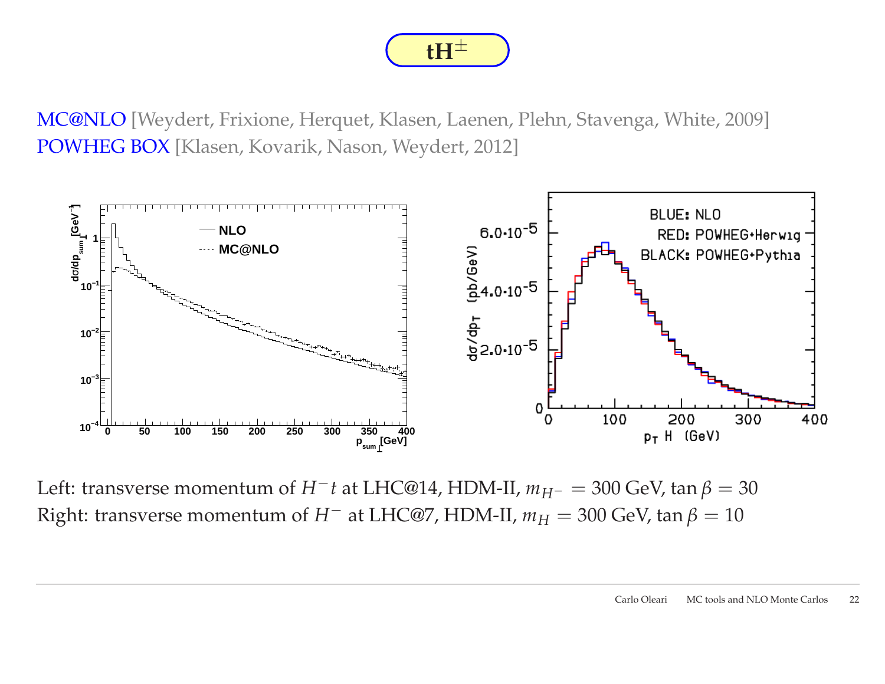# $tH^{\pm}$

MC@NLO [Weydert, Frixione, Herquet, Klasen, Laenen, Plehn, Stavenga, White, 2009]
POWHEG BOX [Klasen, Kovarik, Nason, Weydert, 2012]

dσ/dp_sum⊥ [GeV⁻¹]
1
10⁻¹
10⁻²
10⁻³
10⁻⁴
0 50 100 150 200 250 300 350 400
p_sum⊥ [GeV]
NLO
MC@NLO

dσ/dp_T (pb/GeV)
0
2.0·10⁻⁵
4.0·10⁻⁵
6.0·10⁻⁵
0 100 200 300 400
p_T H (GeV)
BLUE: NLO
RED: POWHEG+Herwig
BLACK: POWHEG+Pythia

Left: transverse momentum of $H^- t$ at LHC@14, HDM-II, $m_{H^-} = 300$ GeV, $\tan\beta = 30$
Right: transverse momentum of $H^-$ at LHC@7, HDM-II, $m_H = 300$ GeV, $\tan\beta = 10$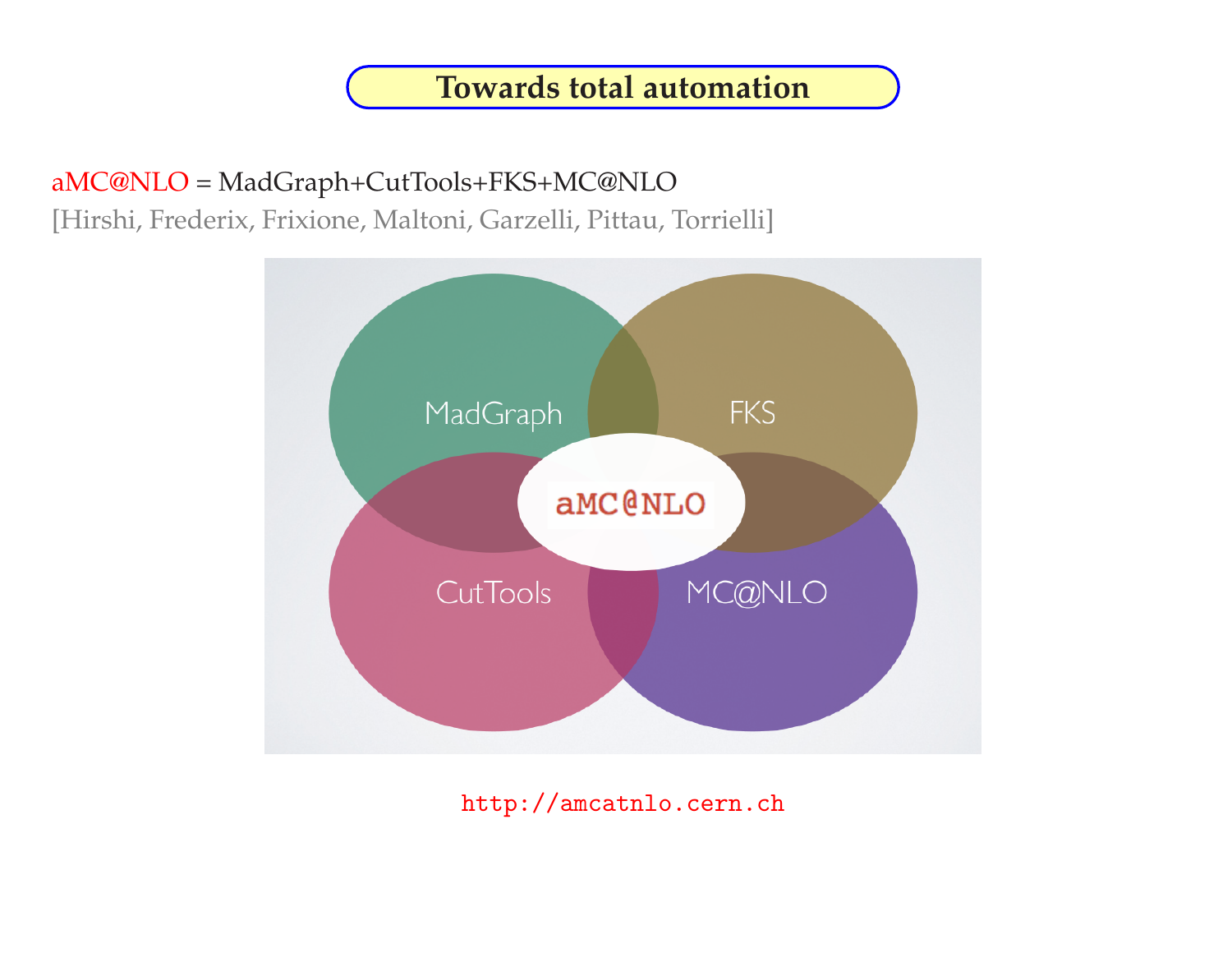# Towards total automation

aMC@NLO = MadGraph+CutTools+FKS+MC@NLO

[Hirshi, Frederix, Frixione, Maltoni, Garzelli, Pittau, Torrielli]

MadGraph

FKS

aMC@NLO

CutTools

MC@NLO

http://amcatnlo.cern.ch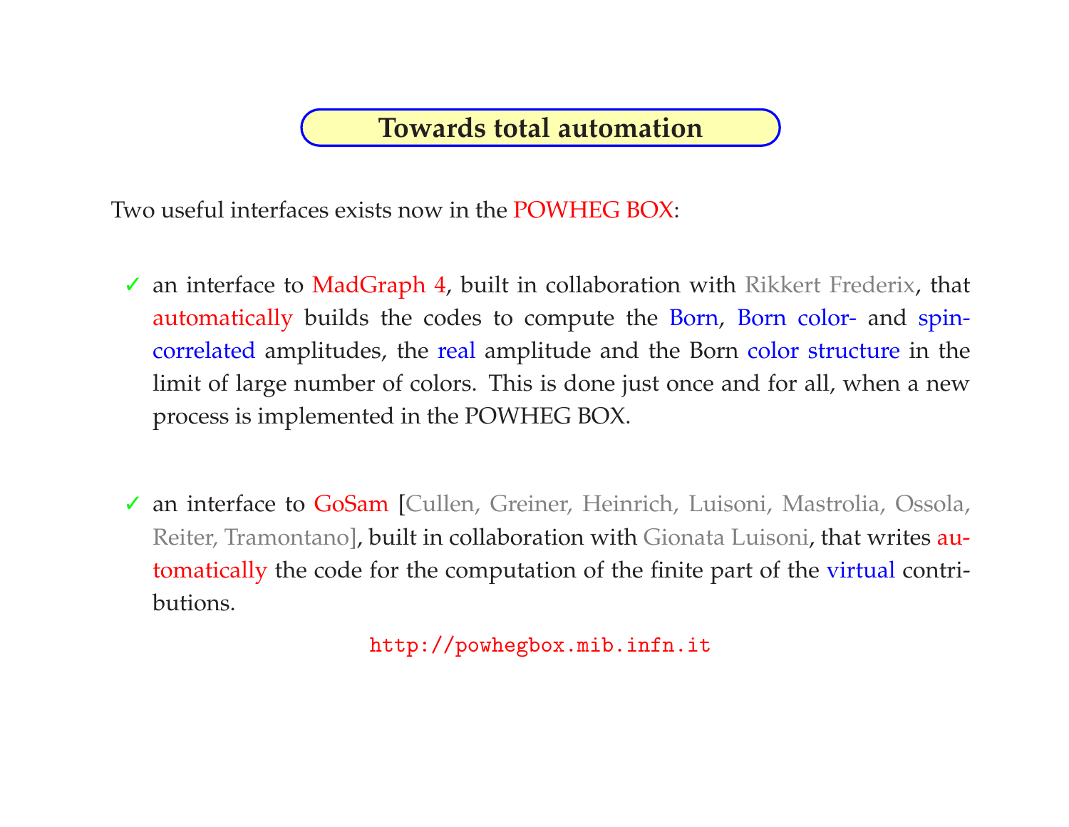# Towards total automation

Two useful interfaces exists now in the POWHEG BOX:

- ✓ an interface to MadGraph 4, built in collaboration with Rikkert Frederix, that automatically builds the codes to compute the Born, Born color- and spin-correlated amplitudes, the real amplitude and the Born color structure in the limit of large number of colors. This is done just once and for all, when a new process is implemented in the POWHEG BOX.

- ✓ an interface to GoSam [Cullen, Greiner, Heinrich, Luisoni, Mastrolia, Ossola, Reiter, Tramontano], built in collaboration with Gionata Luisoni, that writes automatically the code for the computation of the finite part of the virtual contributions.

`http://powhegbox.mib.infn.it`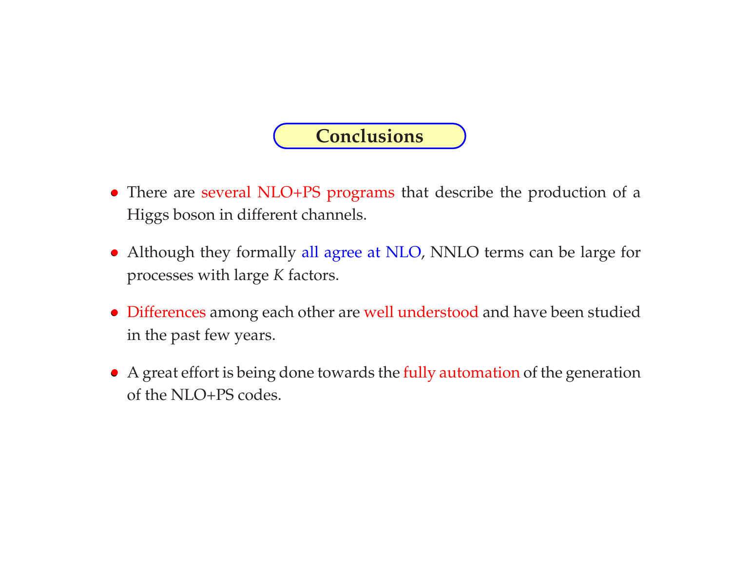# Conclusions

- There are several NLO+PS programs that describe the production of a Higgs boson in different channels.
- Although they formally all agree at NLO, NNLO terms can be large for processes with large $K$ factors.
- Differences among each other are well understood and have been studied in the past few years.
- A great effort is being done towards the fully automation of the generation of the NLO+PS codes.